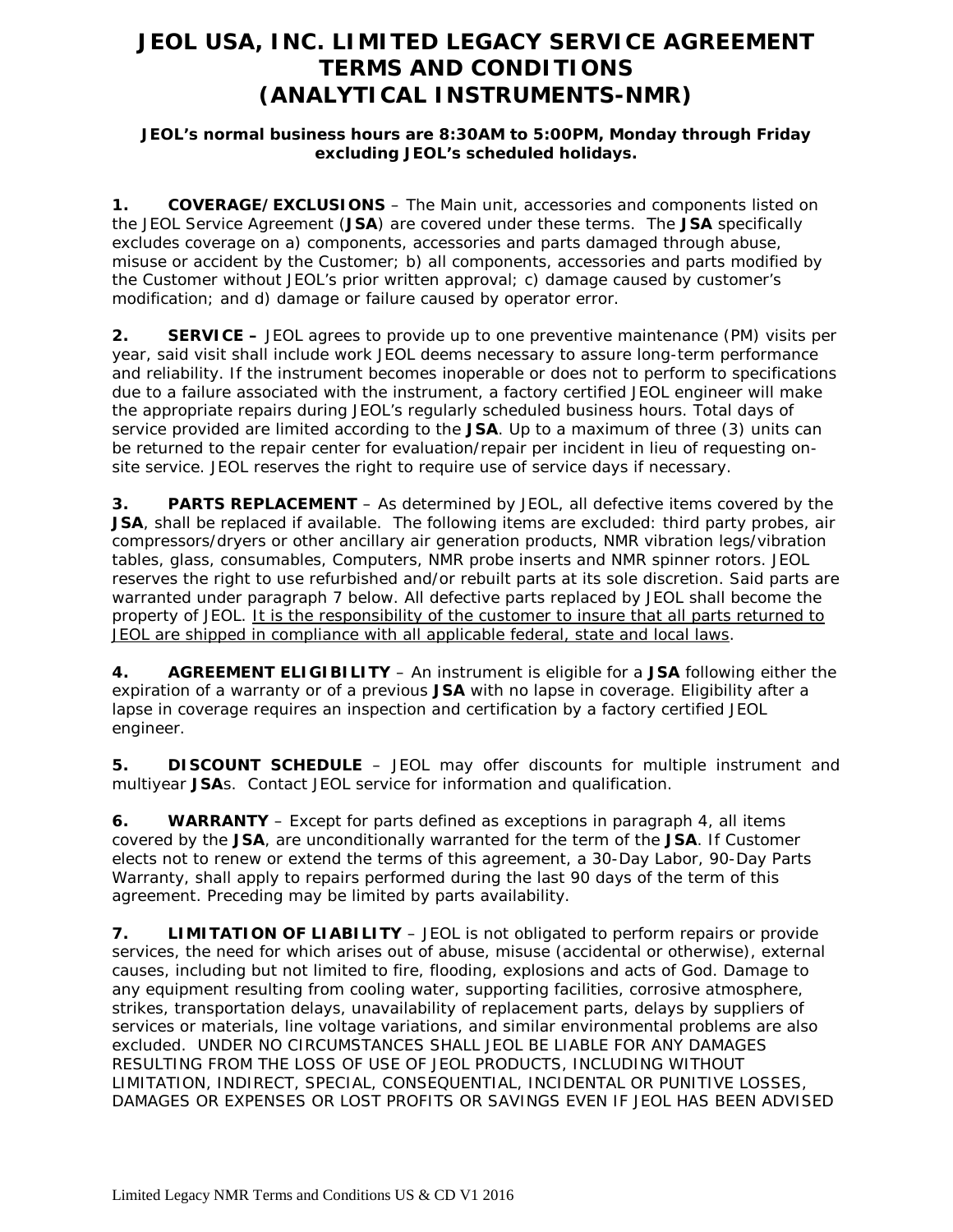# JEOL USA, INC. LIMITED LEGACY SERVICE AGREEMENT TERMS AND CONDITIONS (ANALYTICAL INSTRUMENTS-NMR)

**JEOL's normal business hours are 8:30AM to 5:00PM, Monday through Friday excluding JEOL's scheduled holidays.**

**1. COVERAGE/EXCLUSIONS** – The Main unit, accessories and components listed on the JEOL Service Agreement (**JSA**) are covered under these terms. The **JSA** specifically excludes coverage on a) components, accessories and parts damaged through abuse, misuse or accident by the Customer; b) all components, accessories and parts modified by the Customer without JEOL's prior written approval; c) damage caused by customer's modification; and d) damage or failure caused by operator error.

**2. SERVICE –** JEOL agrees to provide up to one preventive maintenance (PM) visits per year, said visit shall include work JEOL deems necessary to assure long-term performance and reliability. If the instrument becomes inoperable or does not to perform to specifications due to a failure associated with the instrument, a factory certified JEOL engineer will make the appropriate repairs during JEOL's regularly scheduled business hours. Total days of service provided are limited according to the **JSA**. Up to a maximum of three (3) units can be returned to the repair center for evaluation/repair per incident in lieu of requesting on-site service. JEOL reserves the right to require use of service days if necessary.

**3. PARTS REPLACEMENT** – As determined by JEOL, all defective items covered by the **JSA**, shall be replaced if available. The following items are excluded: third party probes, air compressors/dryers or other ancillary air generation products, NMR vibration legs/vibration tables, glass, consumables, Computers, NMR probe inserts and NMR spinner rotors. JEOL reserves the right to use refurbished and/or rebuilt parts at its sole discretion. Said parts are warranted under paragraph 7 below. All defective parts replaced by JEOL shall become the property of JEOL. <u>It is the responsibility of the customer to insure that all parts returned to JEOL are shipped in compliance with all applicable federal, state and local laws</u>.

**4. AGREEMENT ELIGIBILITY** – An instrument is eligible for a **JSA** following either the expiration of a warranty or of a previous **JSA** with no lapse in coverage. Eligibility after a lapse in coverage requires an inspection and certification by a factory certified JEOL engineer.

**5. DISCOUNT SCHEDULE** – JEOL may offer discounts for multiple instrument and multiyear **JSA**s. Contact JEOL service for information and qualification.

**6. WARRANTY** – Except for parts defined as exceptions in paragraph 4, all items covered by the **JSA**, are unconditionally warranted for the term of the **JSA**. If Customer elects not to renew or extend the terms of this agreement, a 30-Day Labor, 90-Day Parts Warranty, shall apply to repairs performed during the last 90 days of the term of this agreement. Preceding may be limited by parts availability.

**7. LIMITATION OF LIABILITY** – JEOL is not obligated to perform repairs or provide services, the need for which arises out of abuse, misuse (accidental or otherwise), external causes, including but not limited to fire, flooding, explosions and acts of God. Damage to any equipment resulting from cooling water, supporting facilities, corrosive atmosphere, strikes, transportation delays, unavailability of replacement parts, delays by suppliers of services or materials, line voltage variations, and similar environmental problems are also excluded. UNDER NO CIRCUMSTANCES SHALL JEOL BE LIABLE FOR ANY DAMAGES RESULTING FROM THE LOSS OF USE OF JEOL PRODUCTS, INCLUDING WITHOUT LIMITATION, INDIRECT, SPECIAL, CONSEQUENTIAL, INCIDENTAL OR PUNITIVE LOSSES, DAMAGES OR EXPENSES OR LOST PROFITS OR SAVINGS EVEN IF JEOL HAS BEEN ADVISED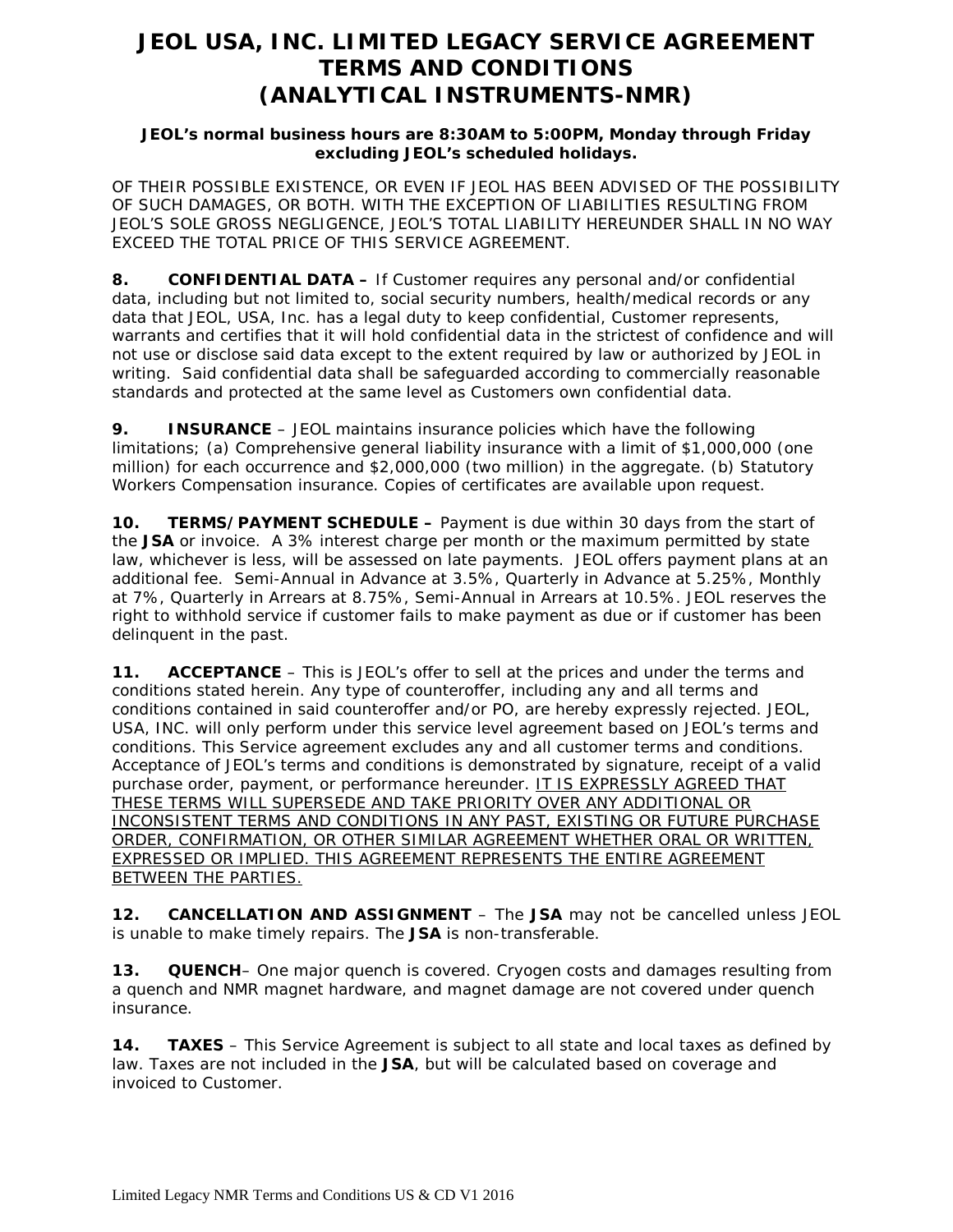# JEOL USA, INC. LIMITED LEGACY SERVICE AGREEMENT TERMS AND CONDITIONS (ANALYTICAL INSTRUMENTS-NMR)

**JEOL's normal business hours are 8:30AM to 5:00PM, Monday through Friday excluding JEOL's scheduled holidays.**

OF THEIR POSSIBLE EXISTENCE, OR EVEN IF JEOL HAS BEEN ADVISED OF THE POSSIBILITY OF SUCH DAMAGES, OR BOTH. WITH THE EXCEPTION OF LIABILITIES RESULTING FROM JEOL'S SOLE GROSS NEGLIGENCE, JEOL'S TOTAL LIABILITY HEREUNDER SHALL IN NO WAY EXCEED THE TOTAL PRICE OF THIS SERVICE AGREEMENT.

**8. CONFIDENTIAL DATA –** If Customer requires any personal and/or confidential data, including but not limited to, social security numbers, health/medical records or any data that JEOL, USA, Inc. has a legal duty to keep confidential, Customer represents, warrants and certifies that it will hold confidential data in the strictest of confidence and will not use or disclose said data except to the extent required by law or authorized by JEOL in writing. Said confidential data shall be safeguarded according to commercially reasonable standards and protected at the same level as Customers own confidential data.

**9. INSURANCE** – JEOL maintains insurance policies which have the following limitations; (a) Comprehensive general liability insurance with a limit of $1,000,000 (one million) for each occurrence and $2,000,000 (two million) in the aggregate. (b) Statutory Workers Compensation insurance. Copies of certificates are available upon request.

**10. TERMS/PAYMENT SCHEDULE –** Payment is due within 30 days from the start of the **JSA** or invoice. A 3% interest charge per month or the maximum permitted by state law, whichever is less, will be assessed on late payments. JEOL offers payment plans at an additional fee. Semi-Annual in Advance at 3.5%, Quarterly in Advance at 5.25%, Monthly at 7%, Quarterly in Arrears at 8.75%, Semi-Annual in Arrears at 10.5%. JEOL reserves the right to withhold service if customer fails to make payment as due or if customer has been delinquent in the past.

**11. ACCEPTANCE** – This is JEOL's offer to sell at the prices and under the terms and conditions stated herein. Any type of counteroffer, including any and all terms and conditions contained in said counteroffer and/or PO, are hereby expressly rejected. JEOL, USA, INC. will only perform under this service level agreement based on JEOL's terms and conditions. This Service agreement excludes any and all customer terms and conditions. Acceptance of JEOL's terms and conditions is demonstrated by signature, receipt of a valid purchase order, payment, or performance hereunder. IT IS EXPRESSLY AGREED THAT THESE TERMS WILL SUPERSEDE AND TAKE PRIORITY OVER ANY ADDITIONAL OR INCONSISTENT TERMS AND CONDITIONS IN ANY PAST, EXISTING OR FUTURE PURCHASE ORDER, CONFIRMATION, OR OTHER SIMILAR AGREEMENT WHETHER ORAL OR WRITTEN, EXPRESSED OR IMPLIED. THIS AGREEMENT REPRESENTS THE ENTIRE AGREEMENT BETWEEN THE PARTIES.

**12. CANCELLATION AND ASSIGNMENT** – The **JSA** may not be cancelled unless JEOL is unable to make timely repairs. The **JSA** is non-transferable.

**13. QUENCH**– One major quench is covered. Cryogen costs and damages resulting from a quench and NMR magnet hardware, and magnet damage are not covered under quench insurance.

**14. TAXES** – This Service Agreement is subject to all state and local taxes as defined by law. Taxes are not included in the **JSA**, but will be calculated based on coverage and invoiced to Customer.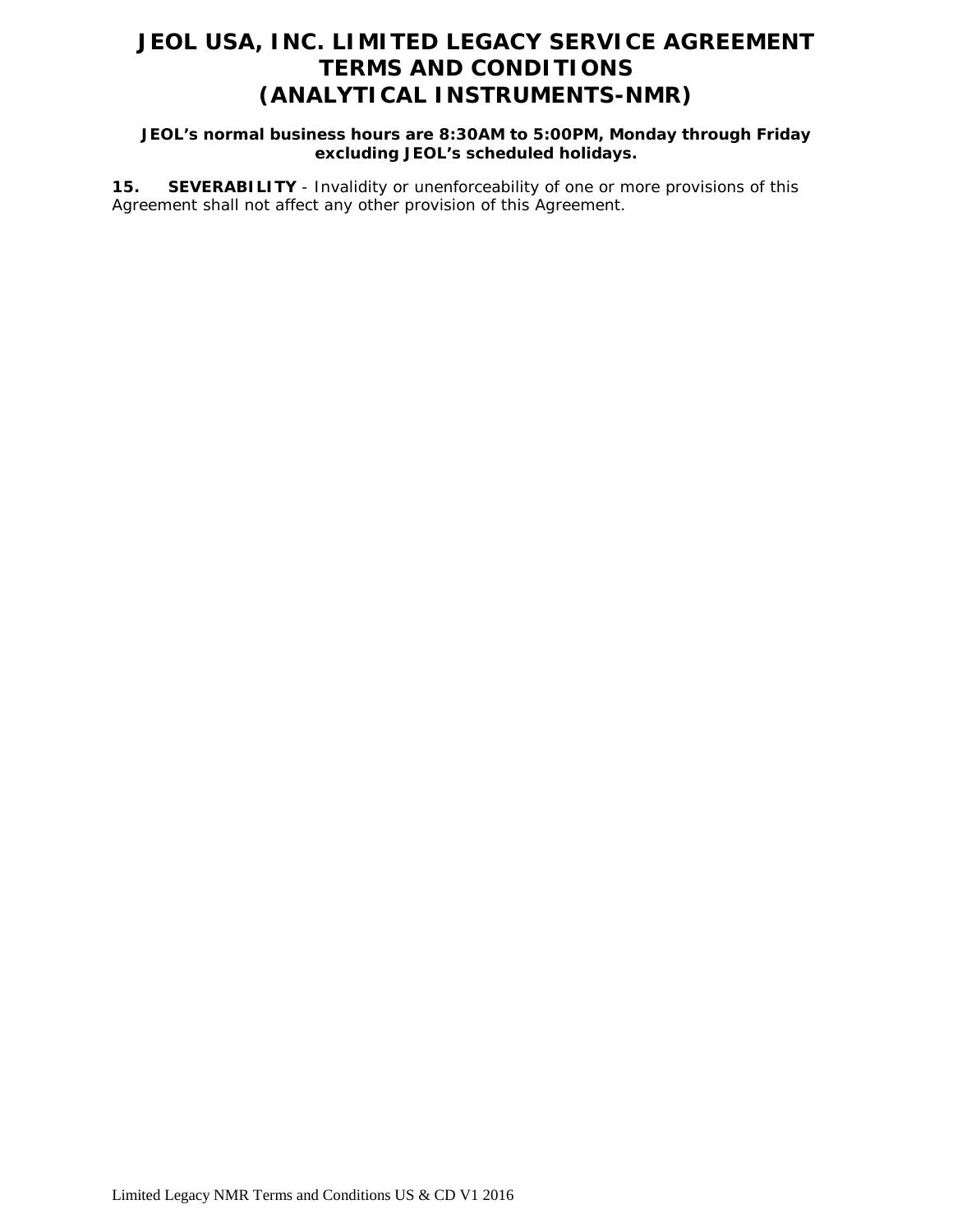# JEOL USA, INC. LIMITED LEGACY SERVICE AGREEMENT TERMS AND CONDITIONS (ANALYTICAL INSTRUMENTS-NMR)

**JEOL's normal business hours are 8:30AM to 5:00PM, Monday through Friday excluding JEOL's scheduled holidays.**

**15. SEVERABILITY** - Invalidity or unenforceability of one or more provisions of this Agreement shall not affect any other provision of this Agreement.